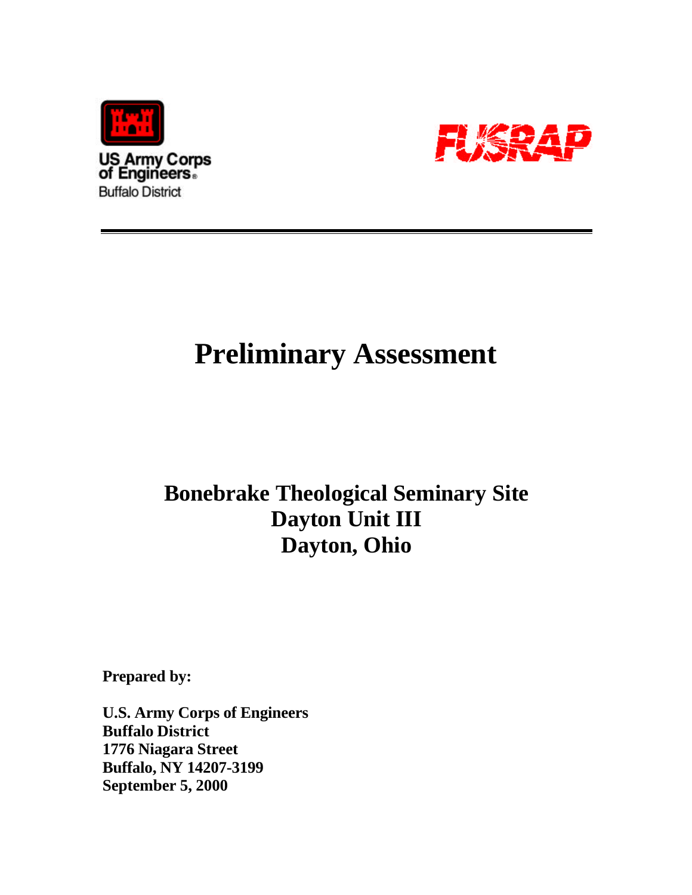US Army Corps of Engineers
Buffalo District

FUSRAP

# Preliminary Assessment

## Bonebrake Theological Seminary Site
## Dayton Unit III
## Dayton, Ohio

**Prepared by:**

**U.S. Army Corps of Engineers**
**Buffalo District**
**1776 Niagara Street**
**Buffalo, NY 14207-3199**
**September 5, 2000**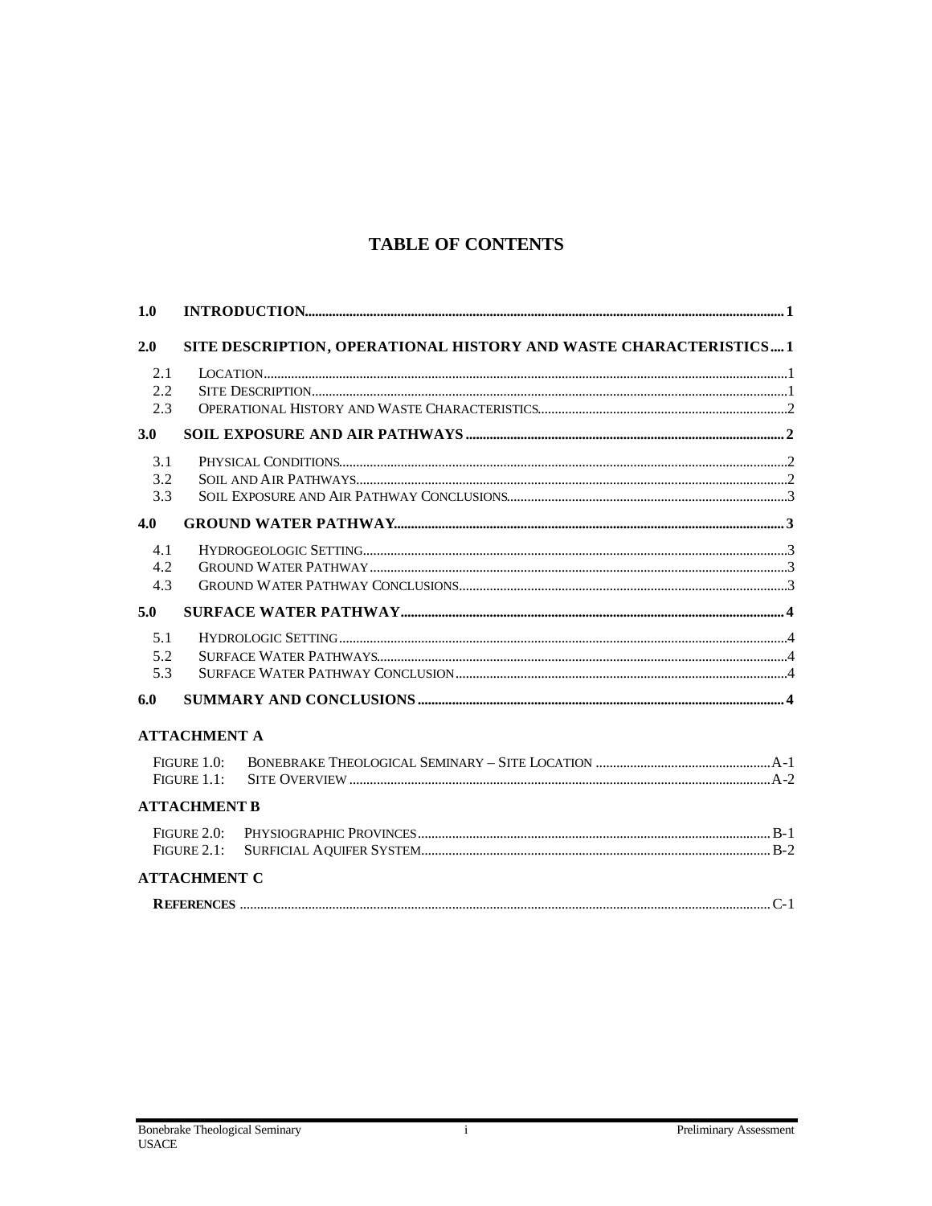# TABLE OF CONTENTS

**1.0 INTRODUCTION** .......... 1

**2.0 SITE DESCRIPTION, OPERATIONAL HISTORY AND WASTE CHARACTERISTICS** .......... 1

- 2.1 LOCATION .......... 1
- 2.2 SITE DESCRIPTION .......... 1
- 2.3 OPERATIONAL HISTORY AND WASTE CHARACTERISTICS .......... 2

**3.0 SOIL EXPOSURE AND AIR PATHWAYS** .......... 2

- 3.1 PHYSICAL CONDITIONS .......... 2
- 3.2 SOIL AND AIR PATHWAYS .......... 2
- 3.3 SOIL EXPOSURE AND AIR PATHWAY CONCLUSIONS .......... 3

**4.0 GROUND WATER PATHWAY** .......... 3

- 4.1 HYDROGEOLOGIC SETTING .......... 3
- 4.2 GROUND WATER PATHWAY .......... 3
- 4.3 GROUND WATER PATHWAY CONCLUSIONS .......... 3

**5.0 SURFACE WATER PATHWAY** .......... 4

- 5.1 HYDROLOGIC SETTING .......... 4
- 5.2 SURFACE WATER PATHWAYS .......... 4
- 5.3 SURFACE WATER PATHWAY CONCLUSION .......... 4

**6.0 SUMMARY AND CONCLUSIONS** .......... 4

**ATTACHMENT A**

- FIGURE 1.0: BONEBRAKE THEOLOGICAL SEMINARY – SITE LOCATION .......... A-1
- FIGURE 1.1: SITE OVERVIEW .......... A-2

**ATTACHMENT B**

- FIGURE 2.0: PHYSIOGRAPHIC PROVINCES .......... B-1
- FIGURE 2.1: SURFICIAL AQUIFER SYSTEM .......... B-2

**ATTACHMENT C**

- **REFERENCES** .......... C-1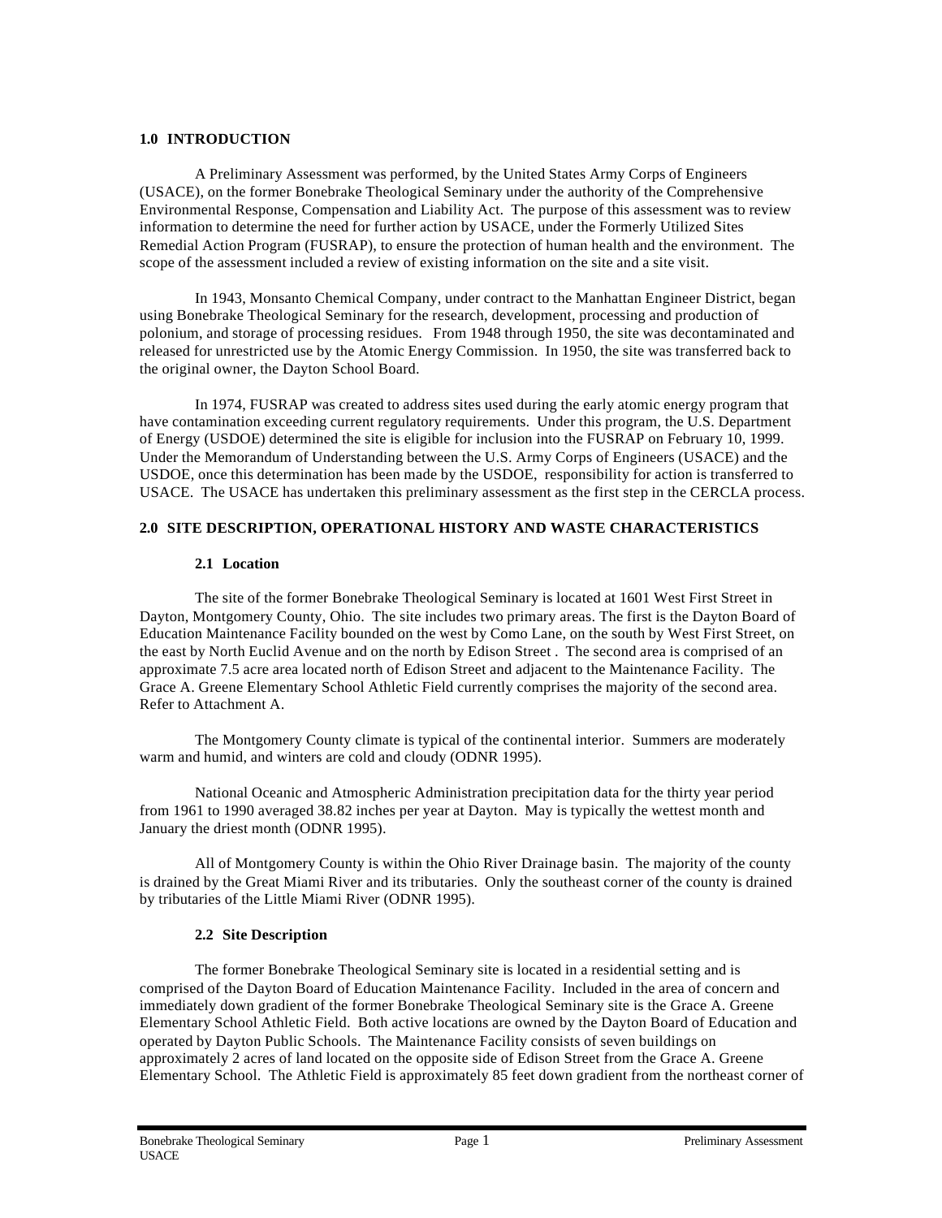## 1.0 INTRODUCTION

A Preliminary Assessment was performed, by the United States Army Corps of Engineers (USACE), on the former Bonebrake Theological Seminary under the authority of the Comprehensive Environmental Response, Compensation and Liability Act. The purpose of this assessment was to review information to determine the need for further action by USACE, under the Formerly Utilized Sites Remedial Action Program (FUSRAP), to ensure the protection of human health and the environment. The scope of the assessment included a review of existing information on the site and a site visit.

In 1943, Monsanto Chemical Company, under contract to the Manhattan Engineer District, began using Bonebrake Theological Seminary for the research, development, processing and production of polonium, and storage of processing residues. From 1948 through 1950, the site was decontaminated and released for unrestricted use by the Atomic Energy Commission. In 1950, the site was transferred back to the original owner, the Dayton School Board.

In 1974, FUSRAP was created to address sites used during the early atomic energy program that have contamination exceeding current regulatory requirements. Under this program, the U.S. Department of Energy (USDOE) determined the site is eligible for inclusion into the FUSRAP on February 10, 1999. Under the Memorandum of Understanding between the U.S. Army Corps of Engineers (USACE) and the USDOE, once this determination has been made by the USDOE, responsibility for action is transferred to USACE. The USACE has undertaken this preliminary assessment as the first step in the CERCLA process.

## 2.0 SITE DESCRIPTION, OPERATIONAL HISTORY AND WASTE CHARACTERISTICS

### 2.1 Location

The site of the former Bonebrake Theological Seminary is located at 1601 West First Street in Dayton, Montgomery County, Ohio. The site includes two primary areas. The first is the Dayton Board of Education Maintenance Facility bounded on the west by Como Lane, on the south by West First Street, on the east by North Euclid Avenue and on the north by Edison Street . The second area is comprised of an approximate 7.5 acre area located north of Edison Street and adjacent to the Maintenance Facility. The Grace A. Greene Elementary School Athletic Field currently comprises the majority of the second area. Refer to Attachment A.

The Montgomery County climate is typical of the continental interior. Summers are moderately warm and humid, and winters are cold and cloudy (ODNR 1995).

National Oceanic and Atmospheric Administration precipitation data for the thirty year period from 1961 to 1990 averaged 38.82 inches per year at Dayton. May is typically the wettest month and January the driest month (ODNR 1995).

All of Montgomery County is within the Ohio River Drainage basin. The majority of the county is drained by the Great Miami River and its tributaries. Only the southeast corner of the county is drained by tributaries of the Little Miami River (ODNR 1995).

### 2.2 Site Description

The former Bonebrake Theological Seminary site is located in a residential setting and is comprised of the Dayton Board of Education Maintenance Facility. Included in the area of concern and immediately down gradient of the former Bonebrake Theological Seminary site is the Grace A. Greene Elementary School Athletic Field. Both active locations are owned by the Dayton Board of Education and operated by Dayton Public Schools. The Maintenance Facility consists of seven buildings on approximately 2 acres of land located on the opposite side of Edison Street from the Grace A. Greene Elementary School. The Athletic Field is approximately 85 feet down gradient from the northeast corner of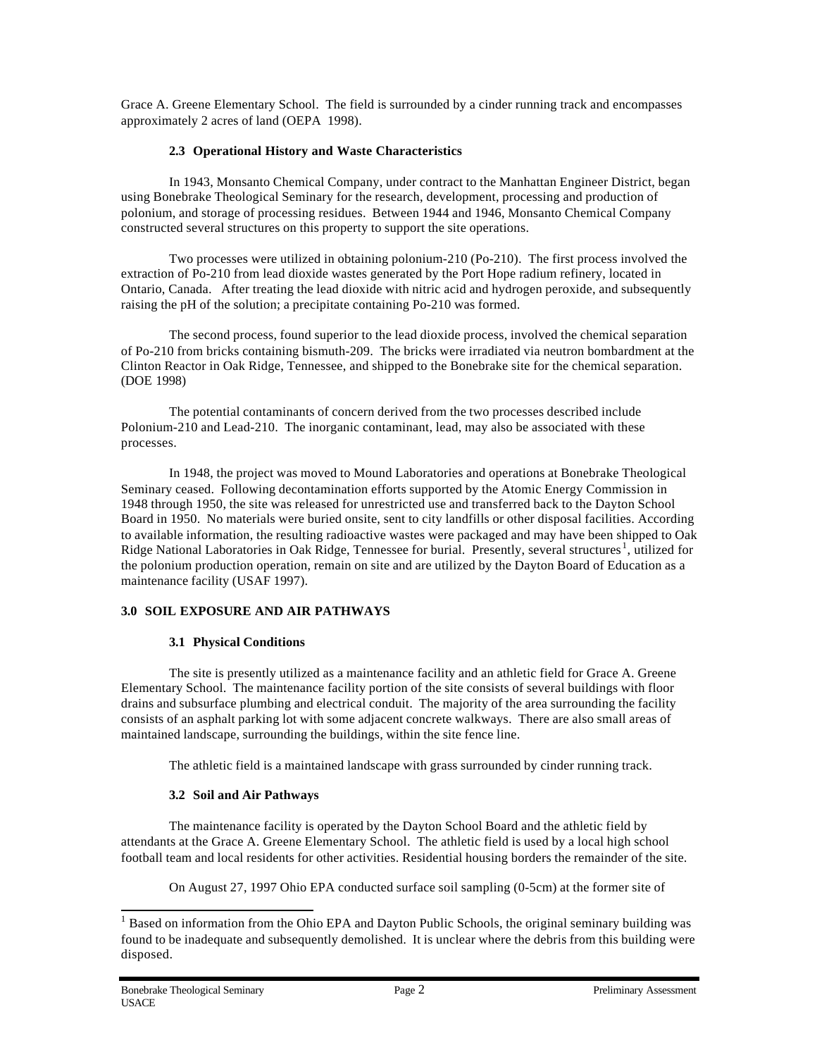Grace A. Greene Elementary School. The field is surrounded by a cinder running track and encompasses approximately 2 acres of land (OEPA 1998).

### 2.3 Operational History and Waste Characteristics

In 1943, Monsanto Chemical Company, under contract to the Manhattan Engineer District, began using Bonebrake Theological Seminary for the research, development, processing and production of polonium, and storage of processing residues. Between 1944 and 1946, Monsanto Chemical Company constructed several structures on this property to support the site operations.

Two processes were utilized in obtaining polonium-210 (Po-210). The first process involved the extraction of Po-210 from lead dioxide wastes generated by the Port Hope radium refinery, located in Ontario, Canada. After treating the lead dioxide with nitric acid and hydrogen peroxide, and subsequently raising the pH of the solution; a precipitate containing Po-210 was formed.

The second process, found superior to the lead dioxide process, involved the chemical separation of Po-210 from bricks containing bismuth-209. The bricks were irradiated via neutron bombardment at the Clinton Reactor in Oak Ridge, Tennessee, and shipped to the Bonebrake site for the chemical separation. (DOE 1998)

The potential contaminants of concern derived from the two processes described include Polonium-210 and Lead-210. The inorganic contaminant, lead, may also be associated with these processes.

In 1948, the project was moved to Mound Laboratories and operations at Bonebrake Theological Seminary ceased. Following decontamination efforts supported by the Atomic Energy Commission in 1948 through 1950, the site was released for unrestricted use and transferred back to the Dayton School Board in 1950. No materials were buried onsite, sent to city landfills or other disposal facilities. According to available information, the resulting radioactive wastes were packaged and may have been shipped to Oak Ridge National Laboratories in Oak Ridge, Tennessee for burial. Presently, several structures[1], utilized for the polonium production operation, remain on site and are utilized by the Dayton Board of Education as a maintenance facility (USAF 1997).

## 3.0 SOIL EXPOSURE AND AIR PATHWAYS

### 3.1 Physical Conditions

The site is presently utilized as a maintenance facility and an athletic field for Grace A. Greene Elementary School. The maintenance facility portion of the site consists of several buildings with floor drains and subsurface plumbing and electrical conduit. The majority of the area surrounding the facility consists of an asphalt parking lot with some adjacent concrete walkways. There are also small areas of maintained landscape, surrounding the buildings, within the site fence line.

The athletic field is a maintained landscape with grass surrounded by cinder running track.

### 3.2 Soil and Air Pathways

The maintenance facility is operated by the Dayton School Board and the athletic field by attendants at the Grace A. Greene Elementary School. The athletic field is used by a local high school football team and local residents for other activities. Residential housing borders the remainder of the site.

On August 27, 1997 Ohio EPA conducted surface soil sampling (0-5cm) at the former site of

[1] Based on information from the Ohio EPA and Dayton Public Schools, the original seminary building was found to be inadequate and subsequently demolished. It is unclear where the debris from this building were disposed.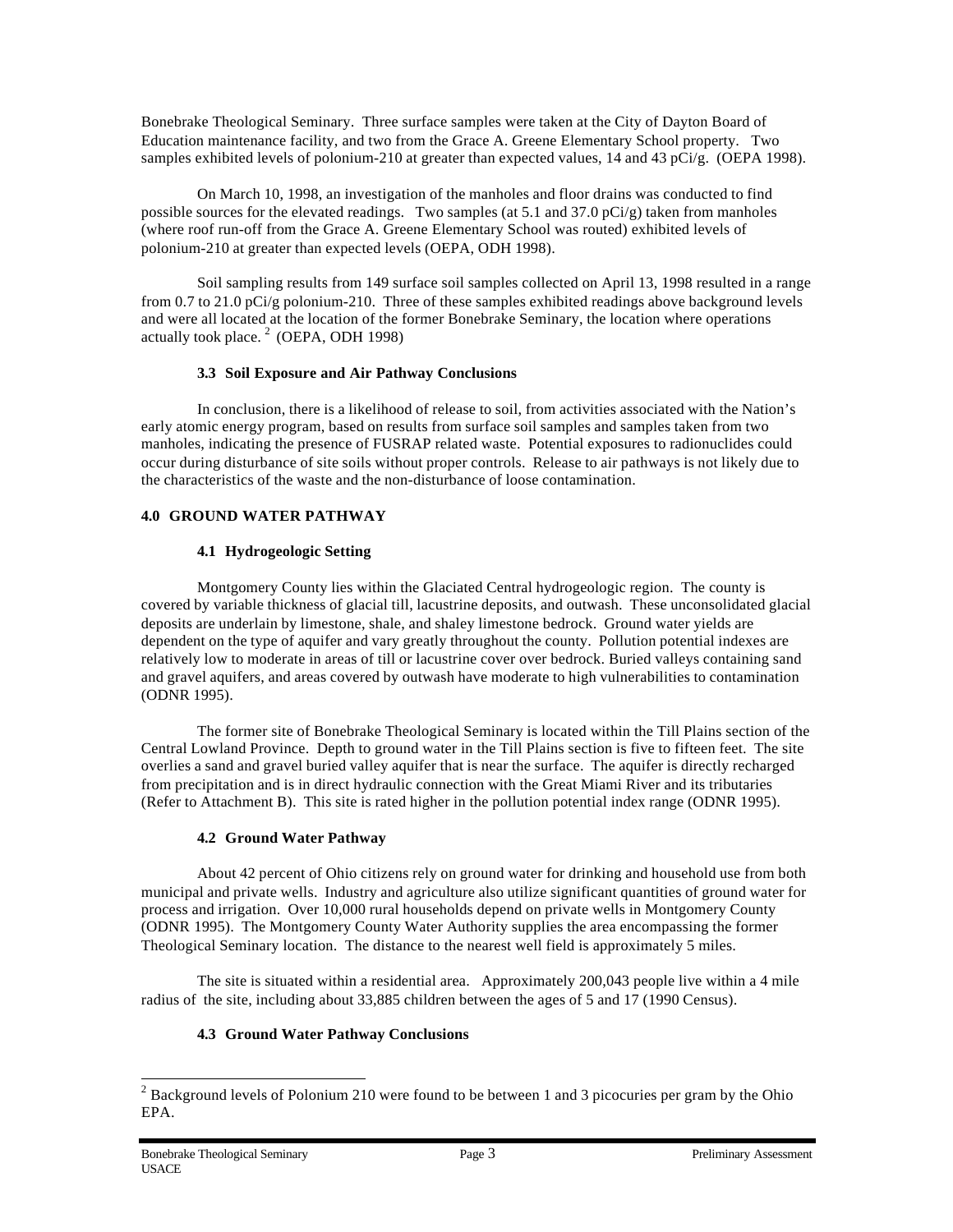Bonebrake Theological Seminary. Three surface samples were taken at the City of Dayton Board of Education maintenance facility, and two from the Grace A. Greene Elementary School property. Two samples exhibited levels of polonium-210 at greater than expected values, 14 and 43 pCi/g. (OEPA 1998).

On March 10, 1998, an investigation of the manholes and floor drains was conducted to find possible sources for the elevated readings. Two samples (at 5.1 and 37.0 pCi/g) taken from manholes (where roof run-off from the Grace A. Greene Elementary School was routed) exhibited levels of polonium-210 at greater than expected levels (OEPA, ODH 1998).

Soil sampling results from 149 surface soil samples collected on April 13, 1998 resulted in a range from 0.7 to 21.0 pCi/g polonium-210. Three of these samples exhibited readings above background levels and were all located at the location of the former Bonebrake Seminary, the location where operations actually took place. [2] (OEPA, ODH 1998)

### 3.3 Soil Exposure and Air Pathway Conclusions

In conclusion, there is a likelihood of release to soil, from activities associated with the Nation's early atomic energy program, based on results from surface soil samples and samples taken from two manholes, indicating the presence of FUSRAP related waste. Potential exposures to radionuclides could occur during disturbance of site soils without proper controls. Release to air pathways is not likely due to the characteristics of the waste and the non-disturbance of loose contamination.

## 4.0 GROUND WATER PATHWAY

### 4.1 Hydrogeologic Setting

Montgomery County lies within the Glaciated Central hydrogeologic region. The county is covered by variable thickness of glacial till, lacustrine deposits, and outwash. These unconsolidated glacial deposits are underlain by limestone, shale, and shaley limestone bedrock. Ground water yields are dependent on the type of aquifer and vary greatly throughout the county. Pollution potential indexes are relatively low to moderate in areas of till or lacustrine cover over bedrock. Buried valleys containing sand and gravel aquifers, and areas covered by outwash have moderate to high vulnerabilities to contamination (ODNR 1995).

The former site of Bonebrake Theological Seminary is located within the Till Plains section of the Central Lowland Province. Depth to ground water in the Till Plains section is five to fifteen feet. The site overlies a sand and gravel buried valley aquifer that is near the surface. The aquifer is directly recharged from precipitation and is in direct hydraulic connection with the Great Miami River and its tributaries (Refer to Attachment B). This site is rated higher in the pollution potential index range (ODNR 1995).

### 4.2 Ground Water Pathway

About 42 percent of Ohio citizens rely on ground water for drinking and household use from both municipal and private wells. Industry and agriculture also utilize significant quantities of ground water for process and irrigation. Over 10,000 rural households depend on private wells in Montgomery County (ODNR 1995). The Montgomery County Water Authority supplies the area encompassing the former Theological Seminary location. The distance to the nearest well field is approximately 5 miles.

The site is situated within a residential area. Approximately 200,043 people live within a 4 mile radius of the site, including about 33,885 children between the ages of 5 and 17 (1990 Census).

### 4.3 Ground Water Pathway Conclusions

---

[2] Background levels of Polonium 210 were found to be between 1 and 3 picocuries per gram by the Ohio EPA.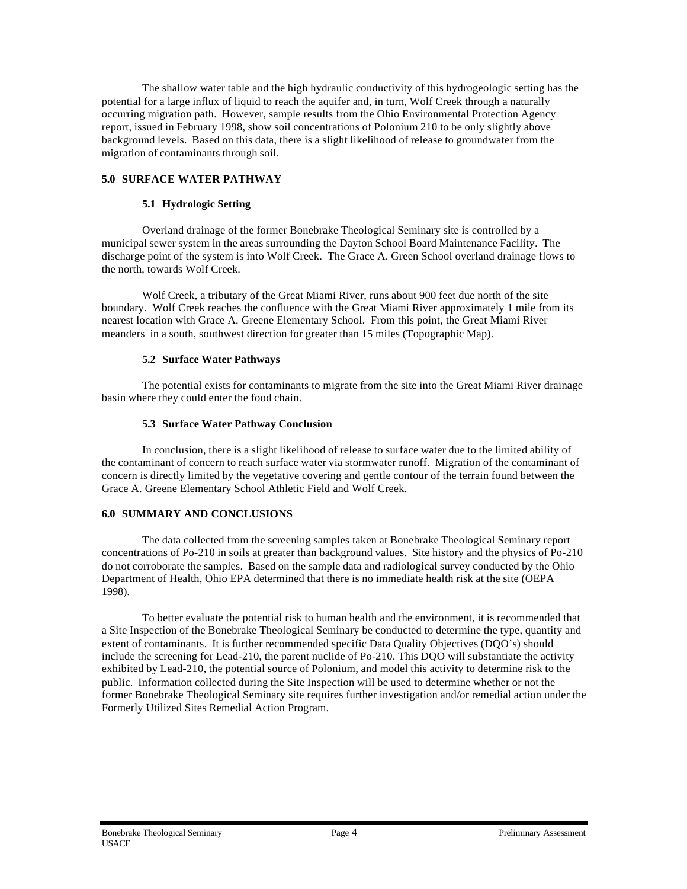The shallow water table and the high hydraulic conductivity of this hydrogeologic setting has the potential for a large influx of liquid to reach the aquifer and, in turn, Wolf Creek through a naturally occurring migration path. However, sample results from the Ohio Environmental Protection Agency report, issued in February 1998, show soil concentrations of Polonium 210 to be only slightly above background levels. Based on this data, there is a slight likelihood of release to groundwater from the migration of contaminants through soil.

## 5.0 SURFACE WATER PATHWAY

### 5.1 Hydrologic Setting

Overland drainage of the former Bonebrake Theological Seminary site is controlled by a municipal sewer system in the areas surrounding the Dayton School Board Maintenance Facility. The discharge point of the system is into Wolf Creek. The Grace A. Green School overland drainage flows to the north, towards Wolf Creek.

Wolf Creek, a tributary of the Great Miami River, runs about 900 feet due north of the site boundary. Wolf Creek reaches the confluence with the Great Miami River approximately 1 mile from its nearest location with Grace A. Greene Elementary School. From this point, the Great Miami River meanders in a south, southwest direction for greater than 15 miles (Topographic Map).

### 5.2 Surface Water Pathways

The potential exists for contaminants to migrate from the site into the Great Miami River drainage basin where they could enter the food chain.

### 5.3 Surface Water Pathway Conclusion

In conclusion, there is a slight likelihood of release to surface water due to the limited ability of the contaminant of concern to reach surface water via stormwater runoff. Migration of the contaminant of concern is directly limited by the vegetative covering and gentle contour of the terrain found between the Grace A. Greene Elementary School Athletic Field and Wolf Creek.

## 6.0 SUMMARY AND CONCLUSIONS

The data collected from the screening samples taken at Bonebrake Theological Seminary report concentrations of Po-210 in soils at greater than background values. Site history and the physics of Po-210 do not corroborate the samples. Based on the sample data and radiological survey conducted by the Ohio Department of Health, Ohio EPA determined that there is no immediate health risk at the site (OEPA 1998).

To better evaluate the potential risk to human health and the environment, it is recommended that a Site Inspection of the Bonebrake Theological Seminary be conducted to determine the type, quantity and extent of contaminants. It is further recommended specific Data Quality Objectives (DQO's) should include the screening for Lead-210, the parent nuclide of Po-210. This DQO will substantiate the activity exhibited by Lead-210, the potential source of Polonium, and model this activity to determine risk to the public. Information collected during the Site Inspection will be used to determine whether or not the former Bonebrake Theological Seminary site requires further investigation and/or remedial action under the Formerly Utilized Sites Remedial Action Program.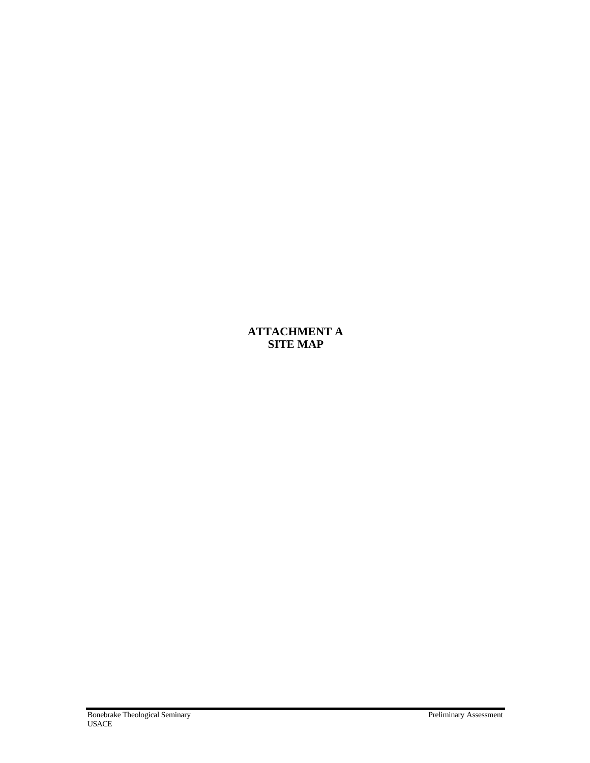# ATTACHMENT A
# SITE MAP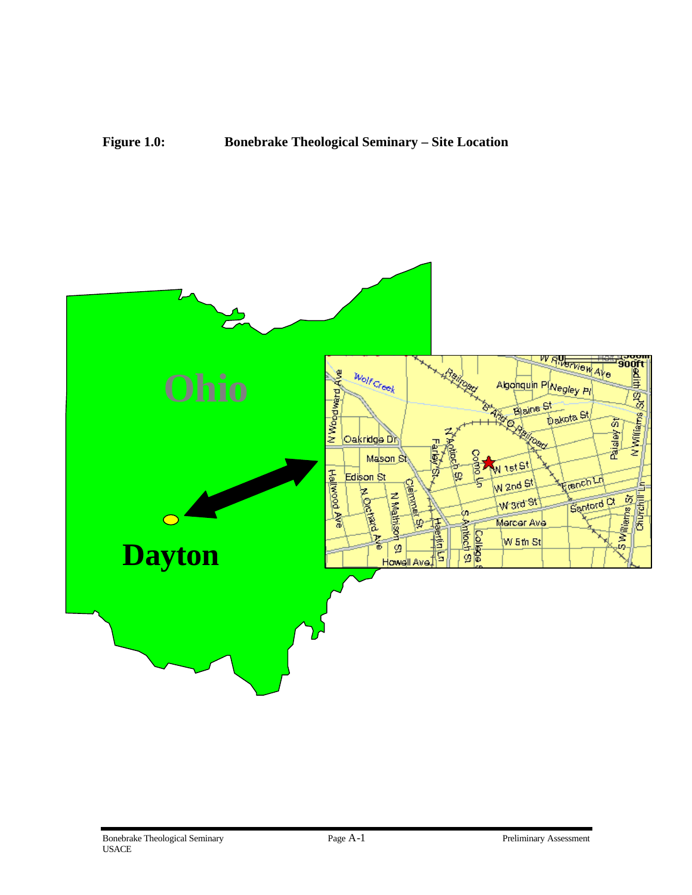**Figure 1.0: Bonebrake Theological Seminary – Site Location**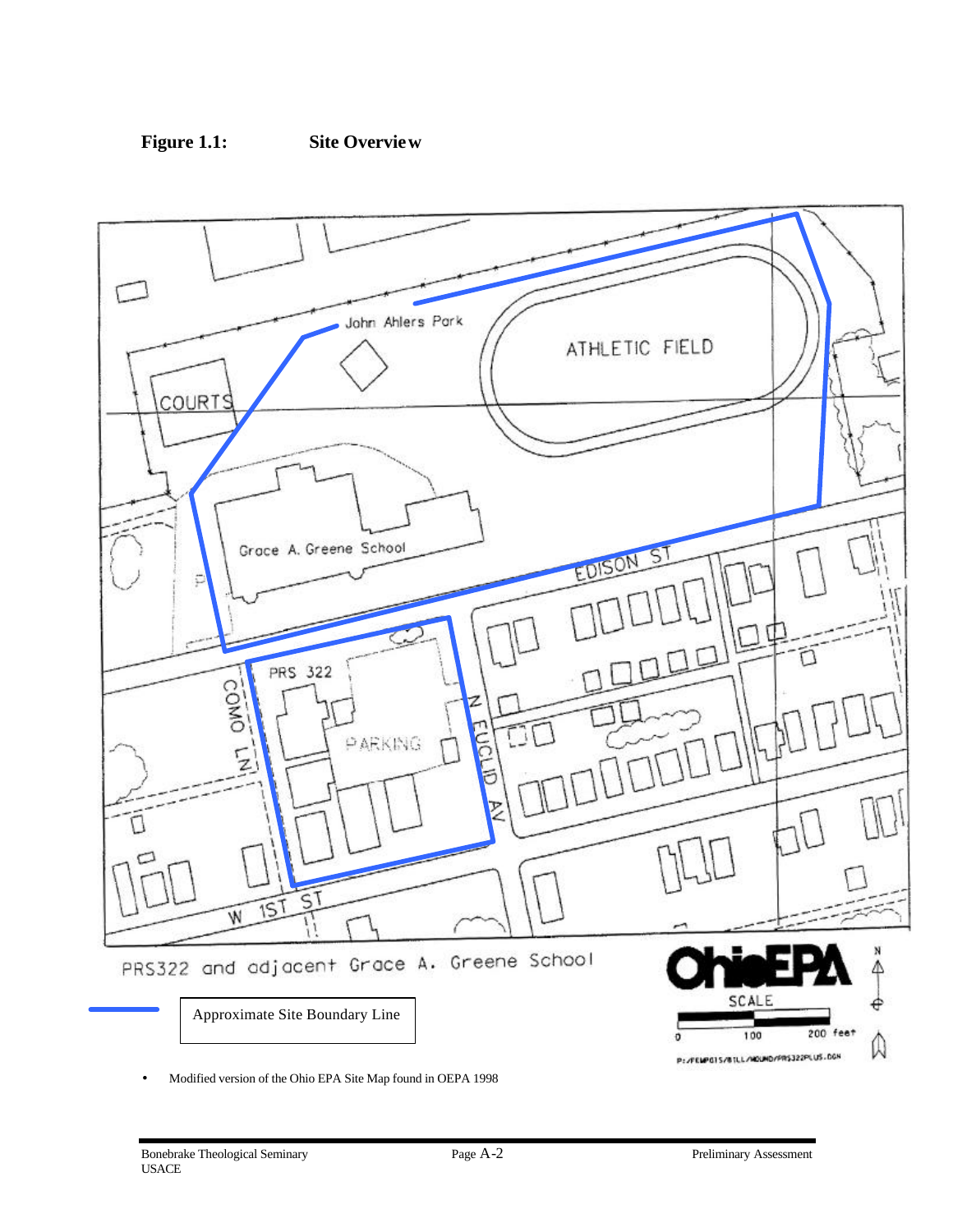**Figure 1.1: Site Overview**

PRS322 and adjacent Grace A. Greene School

Approximate Site Boundary Line

- Modified version of the Ohio EPA Site Map found in OEPA 1998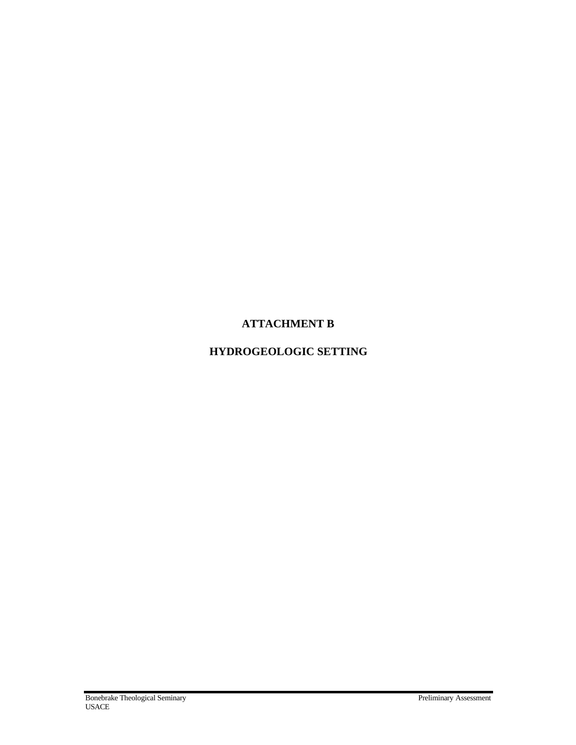# ATTACHMENT B

# HYDROGEOLOGIC SETTING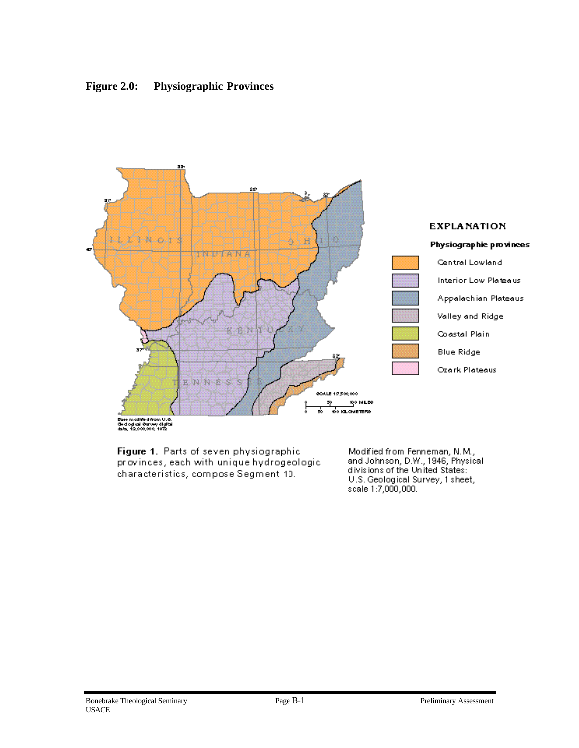**Figure 2.0: Physiographic Provinces**

**Figure 1.** Parts of seven physiographic provinces, each with unique hydrogeologic characteristics, compose Segment 10.

Modified from Fenneman, N.M., and Johnson, D.W., 1946, Physical divisions of the United States: U.S. Geological Survey, 1 sheet, scale 1:7,000,000.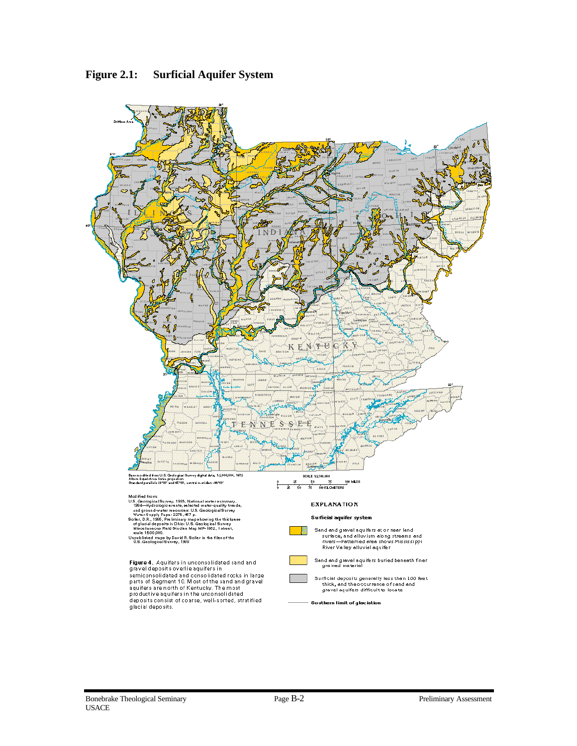# Figure 2.1: Surficial Aquifer System

Base modified from U.S. Geological Survey digital data, 1:2,000,000, 1972
Albers Equal-Area Conic projection
Standard parallels 29°30' and 45°30', central meridian -96°00'

SCALE 1:2,500,000

Modified from:
U.S. Geological Survey, 1985, National water summary, 1984—Hydrologic events, selected water-quality trends, and ground-water resources: U.S. Geological Survey Water-Supply Paper 2275, 467 p.
Soller, D.R., 1986, Preliminary map showing the thickness of glacial deposits in Ohio: U.S. Geological Survey Miscellaneous Field Studies Map MF-1862, 1 sheet, scale 1:500,000.
Unpublished maps by David R. Soller in the files of the U.S. Geological Survey, 1989

**EXPLANATION**

**Surficial aquifer system**

- Sand and gravel aquifers at or near land surface, and alluvium along streams and rivers—Patterned area shows Mississippi River Valley alluvial aquifer
- Sand and gravel aquifers buried beneath finer grained material
- Surficial deposits generally less than 100 feet thick, and the occurrence of sand and gravel aquifers difficult to locate
- Southern limit of glaciation

**Figure 4.** Aquifers in unconsolidated sand and gravel deposits overlie aquifers in semiconsolidated and consolidated rocks in large parts of Segment 10. Most of the sand and gravel aquifers are north of Kentucky. The most productive aquifers in the unconsolidated deposits consist of coarse, well-sorted, stratified glacial deposits.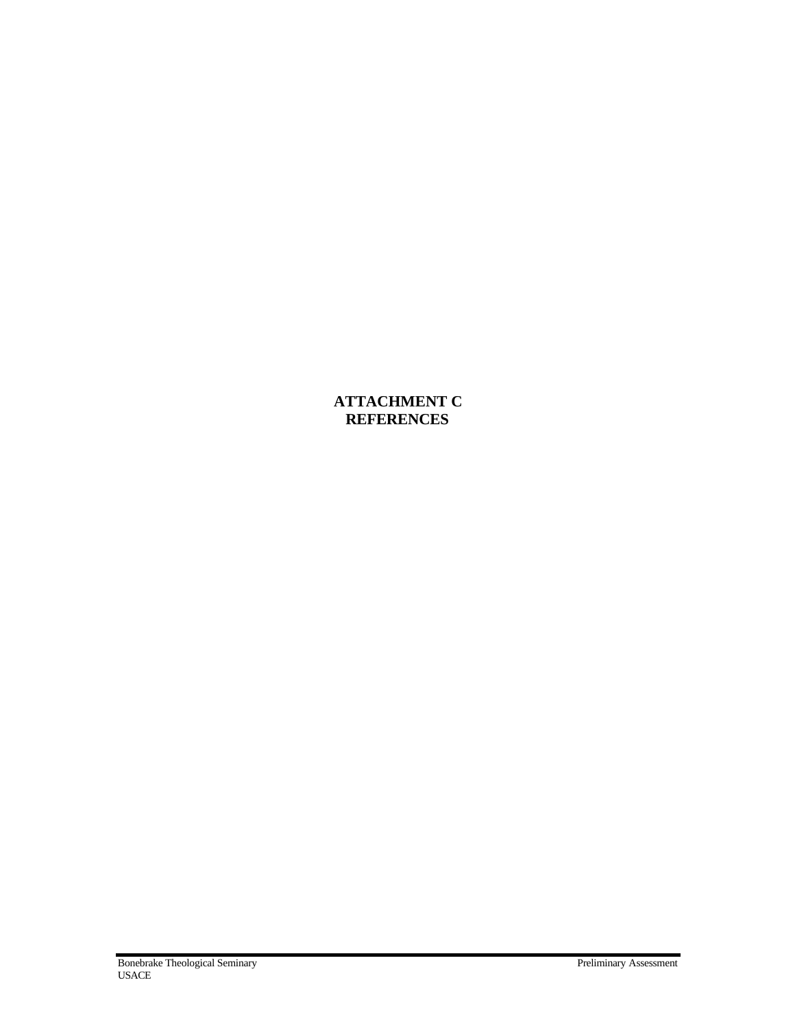# ATTACHMENT C
# REFERENCES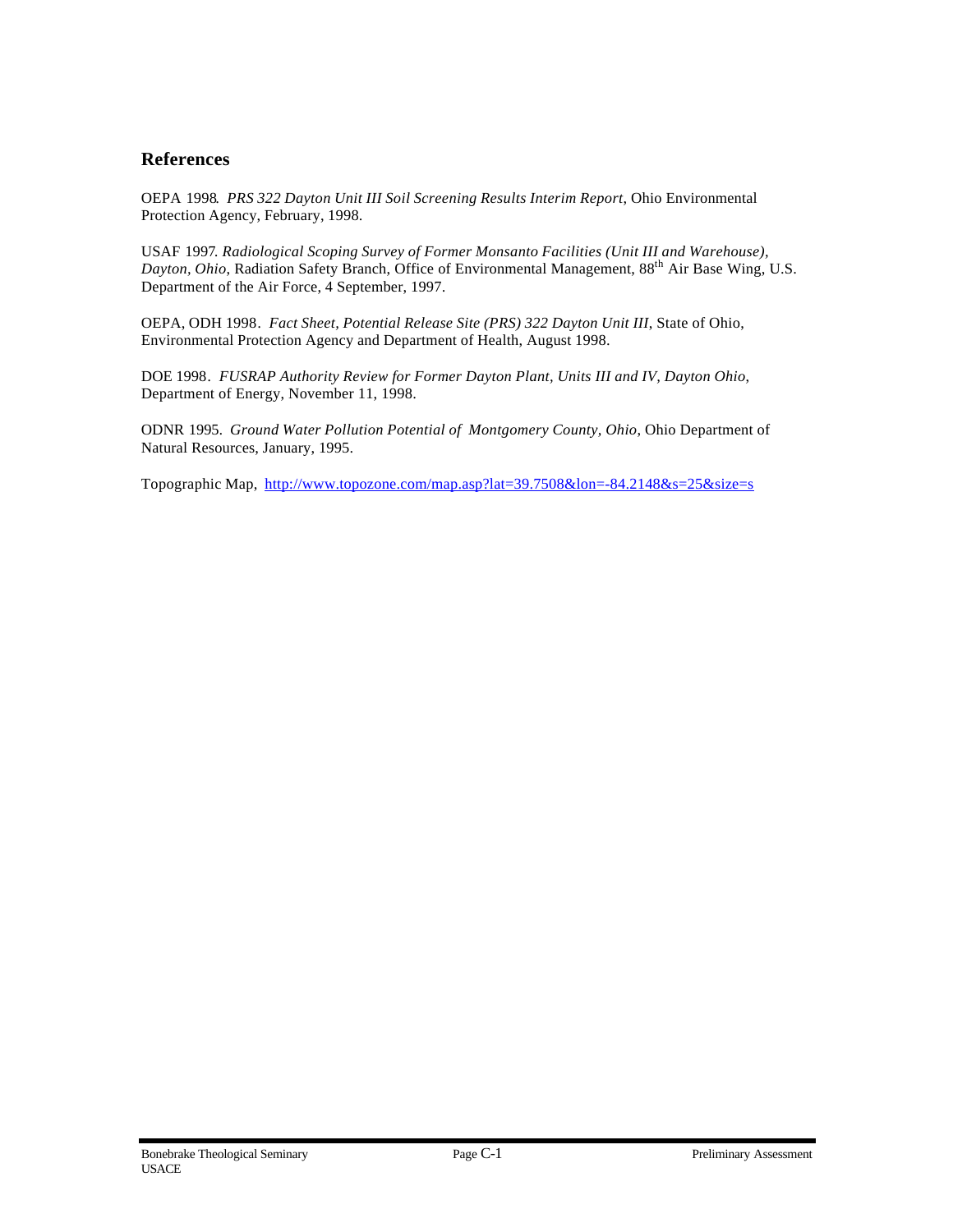## References

OEPA 1998. *PRS 322 Dayton Unit III Soil Screening Results Interim Report*, Ohio Environmental Protection Agency, February, 1998.

USAF 1997. *Radiological Scoping Survey of Former Monsanto Facilities (Unit III and Warehouse), Dayton, Ohio*, Radiation Safety Branch, Office of Environmental Management, 88th Air Base Wing, U.S. Department of the Air Force, 4 September, 1997.

OEPA, ODH 1998. *Fact Sheet, Potential Release Site (PRS) 322 Dayton Unit III*, State of Ohio, Environmental Protection Agency and Department of Health, August 1998.

DOE 1998. *FUSRAP Authority Review for Former Dayton Plant, Units III and IV, Dayton Ohio*, Department of Energy, November 11, 1998.

ODNR 1995. *Ground Water Pollution Potential of Montgomery County, Ohio*, Ohio Department of Natural Resources, January, 1995.

Topographic Map, http://www.topozone.com/map.asp?lat=39.7508&lon=-84.2148&s=25&size=s